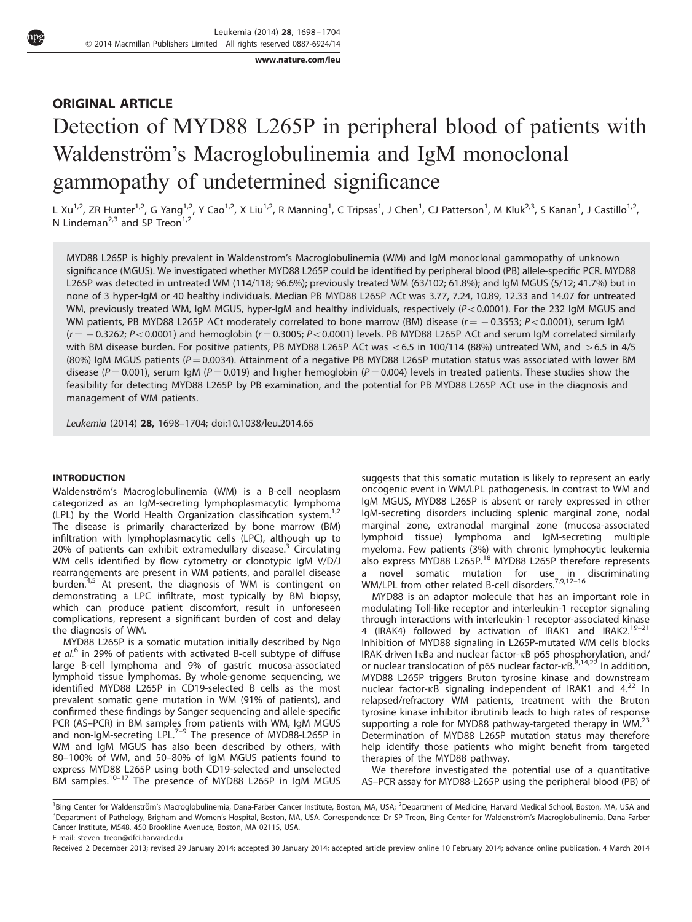ORIGINAL ARTICLE

# Detection of MYD88 L265P in peripheral blood of patients with Waldenström's Macroglobulinemia and IgM monoclonal gammopathy of undetermined significance

L Xu[1,2], ZR Hunter[1,2], G Yang[1,2], Y Cao[1,2], X Liu[1,2], R Manning[1], C Tripsas[1], J Chen[1], CJ Patterson[1], M Kluk[2,3], S Kanan[1], J Castillo[1,2], N Lindeman[2,3] and SP Treon[1,2]

MYD88 L265P is highly prevalent in Waldenstrom's Macroglobulinemia (WM) and IgM monoclonal gammopathy of unknown significance (MGUS). We investigated whether MYD88 L265P could be identified by peripheral blood (PB) allele-specific PCR. MYD88 L265P was detected in untreated WM (114/118; 96.6%); previously treated WM (63/102; 61.8%); and IgM MGUS (5/12; 41.7%) but in none of 3 hyper-IgM or 40 healthy individuals. Median PB MYD88 L265P ΔCt was 3.77, 7.24, 10.89, 12.33 and 14.07 for untreated WM, previously treated WM, IgM MGUS, hyper-IgM and healthy individuals, respectively ($P<0.0001$). For the 232 IgM MGUS and WM patients, PB MYD88 L265P ΔCt moderately correlated to bone marrow (BM) disease ($r = -0.3553$; $P<0.0001$), serum IgM ($r = -0.3262$; $P<0.0001$) and hemoglobin ($r = 0.3005$; $P<0.0001$) levels. PB MYD88 L265P ΔCt and serum IgM correlated similarly with BM disease burden. For positive patients, PB MYD88 L265P ΔCt was $<6.5$ in 100/114 (88%) untreated WM, and $>6.5$ in 4/5 (80%) IgM MGUS patients ($P = 0.0034$). Attainment of a negative PB MYD88 L265P mutation status was associated with lower BM disease ($P = 0.001$), serum IgM ($P = 0.019$) and higher hemoglobin ($P = 0.004$) levels in treated patients. These studies show the feasibility for detecting MYD88 L265P by PB examination, and the potential for PB MYD88 L265P ΔCt use in the diagnosis and management of WM patients.

*Leukemia* (2014) **28**, 1698–1704; doi:10.1038/leu.2014.65

## INTRODUCTION

Waldenström's Macroglobulinemia (WM) is a B-cell neoplasm categorized as an IgM-secreting lymphoplasmacytic lymphoma (LPL) by the World Health Organization classification system.[1,2] The disease is primarily characterized by bone marrow (BM) infiltration with lymphoplasmacytic cells (LPC), although up to 20% of patients can exhibit extramedullary disease.[3] Circulating WM cells identified by flow cytometry or clonotypic IgM V/D/J rearrangements are present in WM patients, and parallel disease burden.[4,5] At present, the diagnosis of WM is contingent on demonstrating a LPC infiltrate, most typically by BM biopsy, which can produce patient discomfort, result in unforeseen complications, represent a significant burden of cost and delay the diagnosis of WM.

MYD88 L265P is a somatic mutation initially described by Ngo *et al.*[6] in 29% of patients with activated B-cell subtype of diffuse large B-cell lymphoma and 9% of gastric mucosa-associated lymphoid tissue lymphomas. By whole-genome sequencing, we identified MYD88 L265P in CD19-selected B cells as the most prevalent somatic gene mutation in WM (91% of patients), and confirmed these findings by Sanger sequencing and allele-specific PCR (AS–PCR) in BM samples from patients with WM, IgM MGUS and non-IgM-secreting LPL.[7–9] The presence of MYD88-L265P in WM and IgM MGUS has also been described by others, with 80–100% of WM, and 50–80% of IgM MGUS patients found to express MYD88 L265P using both CD19-selected and unselected BM samples.[10–17] The presence of MYD88 L265P in IgM MGUS suggests that this somatic mutation is likely to represent an early oncogenic event in WM/LPL pathogenesis. In contrast to WM and IgM MGUS, MYD88 L265P is absent or rarely expressed in other IgM-secreting disorders including splenic marginal zone, nodal marginal zone, extranodal marginal zone (mucosa-associated lymphoid tissue) lymphoma and IgM-secreting multiple myeloma. Few patients (3%) with chronic lymphocytic leukemia also express MYD88 L265P.[18] MYD88 L265P therefore represents a novel somatic mutation for use in discriminating WM/LPL from other related B-cell disorders.[7,9,12–16]

MYD88 is an adaptor molecule that has an important role in modulating Toll-like receptor and interleukin-1 receptor signaling through interactions with interleukin-1 receptor-associated kinase 4 (IRAK4) followed by activation of IRAK1 and IRAK2.[19–21] Inhibition of MYD88 signaling in L265P-mutated WM cells blocks IRAK-driven IκBa and nuclear factor-κB p65 phosphorylation, and/or nuclear translocation of p65 nuclear factor-κB.[8,14,22] In addition, MYD88 L265P triggers Bruton tyrosine kinase and downstream nuclear factor-κB signaling independent of IRAK1 and 4.[22] In relapsed/refractory WM patients, treatment with the Bruton tyrosine kinase inhibitor ibrutinib leads to high rates of response supporting a role for MYD88 pathway-targeted therapy in WM.[23] Determination of MYD88 L265P mutation status may therefore help identify those patients who might benefit from targeted therapies of the MYD88 pathway.

We therefore investigated the potential use of a quantitative AS–PCR assay for MYD88-L265P using the peripheral blood (PB) of

[1]Bing Center for Waldenström's Macroglobulinemia, Dana-Farber Cancer Institute, Boston, MA, USA; [2]Department of Medicine, Harvard Medical School, Boston, MA, USA and [3]Department of Pathology, Brigham and Women's Hospital, Boston, MA, USA. Correspondence: Dr SP Treon, Bing Center for Waldenström's Macroglobulinemia, Dana Farber Cancer Institute, M548, 450 Brookline Avenue, Boston, MA 02115, USA.
E-mail: steven_treon@dfci.harvard.edu

Received 2 December 2013; revised 29 January 2014; accepted 30 January 2014; accepted article preview online 10 February 2014; advance online publication, 4 March 2014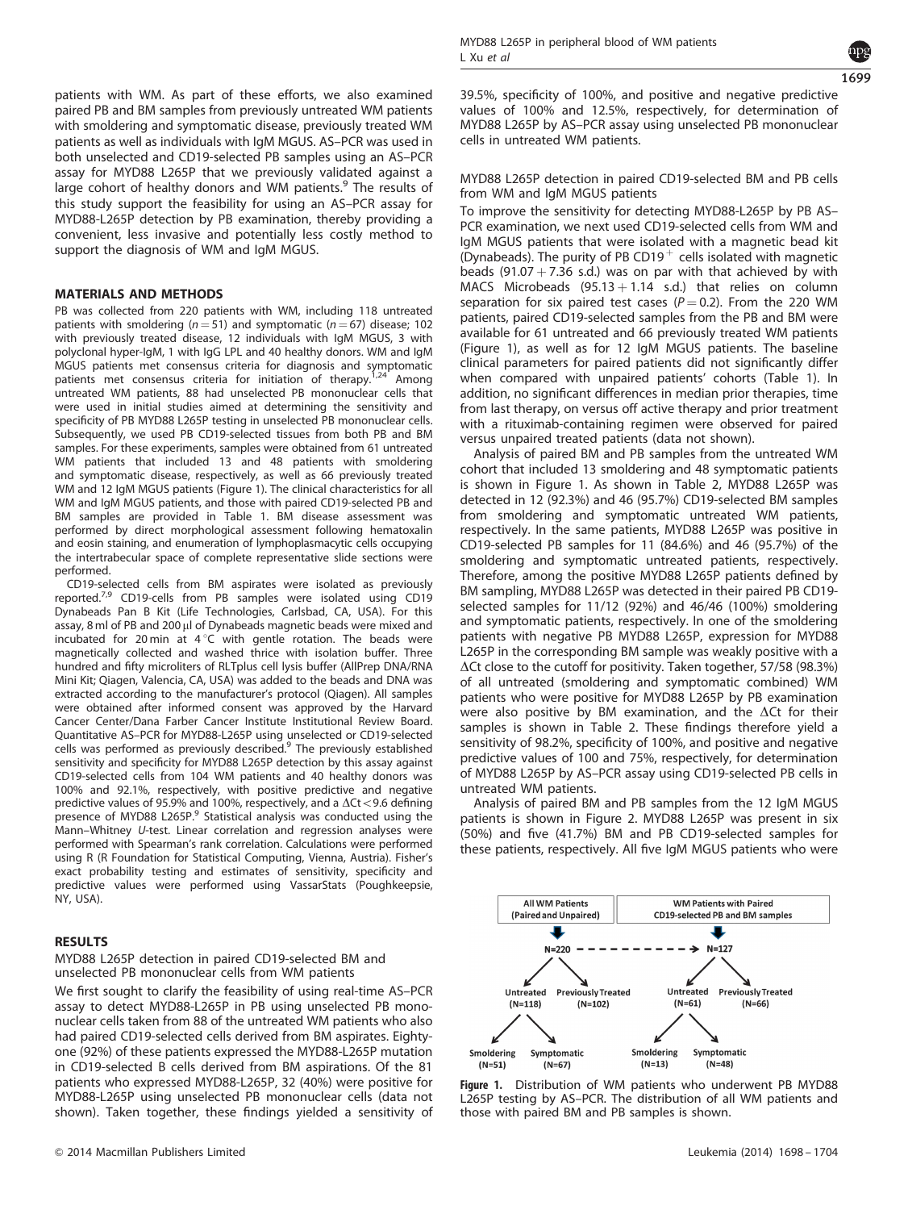patients with WM. As part of these efforts, we also examined paired PB and BM samples from previously untreated WM patients with smoldering and symptomatic disease, previously treated WM patients as well as individuals with IgM MGUS. AS–PCR was used in both unselected and CD19-selected PB samples using an AS–PCR assay for MYD88 L265P that we previously validated against a large cohort of healthy donors and WM patients.[9] The results of this study support the feasibility for using an AS–PCR assay for MYD88-L265P detection by PB examination, thereby providing a convenient, less invasive and potentially less costly method to support the diagnosis of WM and IgM MGUS.

## MATERIALS AND METHODS

PB was collected from 220 patients with WM, including 118 untreated patients with smoldering ($n = 51$) and symptomatic ($n = 67$) disease; 102 with previously treated disease, 12 individuals with IgM MGUS, 3 with polyclonal hyper-IgM, 1 with IgG LPL and 40 healthy donors. WM and IgM MGUS patients met consensus criteria for diagnosis and symptomatic patients met consensus criteria for initiation of therapy.[1,24] Among untreated WM patients, 88 had unselected PB mononuclear cells that were used in initial studies aimed at determining the sensitivity and specificity of PB MYD88 L265P testing in unselected PB mononuclear cells. Subsequently, we used PB CD19-selected tissues from both PB and BM samples. For these experiments, samples were obtained from 61 untreated WM patients that included 13 and 48 patients with smoldering and symptomatic disease, respectively, as well as 66 previously treated WM and 12 IgM MGUS patients (Figure 1). The clinical characteristics for all WM and IgM MGUS patients, and those with paired CD19-selected PB and BM samples are provided in Table 1. BM disease assessment was performed by direct morphological assessment following hematoxalin and eosin staining, and enumeration of lymphoplasmacytic cells occupying the intertrabecular space of complete representative slide sections were performed.

CD19-selected cells from BM aspirates were isolated as previously reported.[7,9] CD19-cells from PB samples were isolated using CD19 Dynabeads Pan B Kit (Life Technologies, Carlsbad, CA, USA). For this assay, 8 ml of PB and 200 μl of Dynabeads magnetic beads were mixed and incubated for 20 min at 4 °C with gentle rotation. The beads were magnetically collected and washed thrice with isolation buffer. Three hundred and fifty microliters of RLTplus cell lysis buffer (AllPrep DNA/RNA Mini Kit; Qiagen, Valencia, CA, USA) was added to the beads and DNA was extracted according to the manufacturer's protocol (Qiagen). All samples were obtained after informed consent was approved by the Harvard Cancer Center/Dana Farber Cancer Institute Institutional Review Board. Quantitative AS–PCR for MYD88-L265P using unselected or CD19-selected cells was performed as previously described.[9] The previously established sensitivity and specificity for MYD88 L265P detection by this assay against CD19-selected cells from 104 WM patients and 40 healthy donors was 100% and 92.1%, respectively, with positive predictive and negative predictive values of 95.9% and 100%, respectively, and a $\Delta$Ct < 9.6 defining presence of MYD88 L265P.[9] Statistical analysis was conducted using the Mann–Whitney *U*-test. Linear correlation and regression analyses were performed with Spearman's rank correlation. Calculations were performed using R (R Foundation for Statistical Computing, Vienna, Austria). Fisher's exact probability testing and estimates of sensitivity, specificity and predictive values were performed using VassarStats (Poughkeepsie, NY, USA).

## RESULTS

### MYD88 L265P detection in paired CD19-selected BM and unselected PB mononuclear cells from WM patients

We first sought to clarify the feasibility of using real-time AS–PCR assay to detect MYD88-L265P in PB using unselected PB mononuclear cells taken from 88 of the untreated WM patients who also had paired CD19-selected cells derived from BM aspirates. Eighty-one (92%) of these patients expressed the MYD88-L265P mutation in CD19-selected B cells derived from BM aspirations. Of the 81 patients who expressed MYD88-L265P, 32 (40%) were positive for MYD88-L265P using unselected PB mononuclear cells (data not shown). Taken together, these findings yielded a sensitivity of 39.5%, specificity of 100%, and positive and negative predictive values of 100% and 12.5%, respectively, for determination of MYD88 L265P by AS–PCR assay using unselected PB mononuclear cells in untreated WM patients.

### MYD88 L265P detection in paired CD19-selected BM and PB cells from WM and IgM MGUS patients

To improve the sensitivity for detecting MYD88-L265P by PB AS–PCR examination, we next used CD19-selected cells from WM and IgM MGUS patients that were isolated with a magnetic bead kit (Dynabeads). The purity of PB CD19$^{+}$ cells isolated with magnetic beads (91.07 + 7.36 s.d.) was on par with that achieved by with MACS Microbeads (95.13 + 1.14 s.d.) that relies on column separation for six paired test cases ($P = 0.2$). From the 220 WM patients, paired CD19-selected samples from the PB and BM were available for 61 untreated and 66 previously treated WM patients (Figure 1), as well as for 12 IgM MGUS patients. The baseline clinical parameters for paired patients did not significantly differ when compared with unpaired patients' cohorts (Table 1). In addition, no significant differences in median prior therapies, time from last therapy, on versus off active therapy and prior treatment with a rituximab-containing regimen were observed for paired versus unpaired treated patients (data not shown).

Analysis of paired BM and PB samples from the untreated WM cohort that included 13 smoldering and 48 symptomatic patients is shown in Figure 1. As shown in Table 2, MYD88 L265P was detected in 12 (92.3%) and 46 (95.7%) CD19-selected BM samples from smoldering and symptomatic untreated WM patients, respectively. In the same patients, MYD88 L265P was positive in CD19-selected PB samples for 11 (84.6%) and 46 (95.7%) of the smoldering and symptomatic untreated patients, respectively. Therefore, among the positive MYD88 L265P patients defined by BM sampling, MYD88 L265P was detected in their paired PB CD19-selected samples for 11/12 (92%) and 46/46 (100%) smoldering and symptomatic patients, respectively. In one of the smoldering patients with negative PB MYD88 L265P, expression for MYD88 L265P in the corresponding BM sample was weakly positive with a $\Delta$Ct close to the cutoff for positivity. Taken together, 57/58 (98.3%) of all untreated (smoldering and symptomatic combined) WM patients who were positive for MYD88 L265P by PB examination were also positive by BM examination, and the $\Delta$Ct for their samples is shown in Table 2. These findings therefore yield a sensitivity of 98.2%, specificity of 100%, and positive and negative predictive values of 100 and 75%, respectively, for determination of MYD88 L265P by AS–PCR assay using CD19-selected PB cells in untreated WM patients.

Analysis of paired BM and PB samples from the 12 IgM MGUS patients is shown in Figure 2. MYD88 L265P was present in six (50%) and five (41.7%) BM and PB CD19-selected samples for these patients, respectively. All five IgM MGUS patients who were

**Figure 1.** Distribution of WM patients who underwent PB MYD88 L265P testing by AS–PCR. The distribution of all WM patients and those with paired BM and PB samples is shown.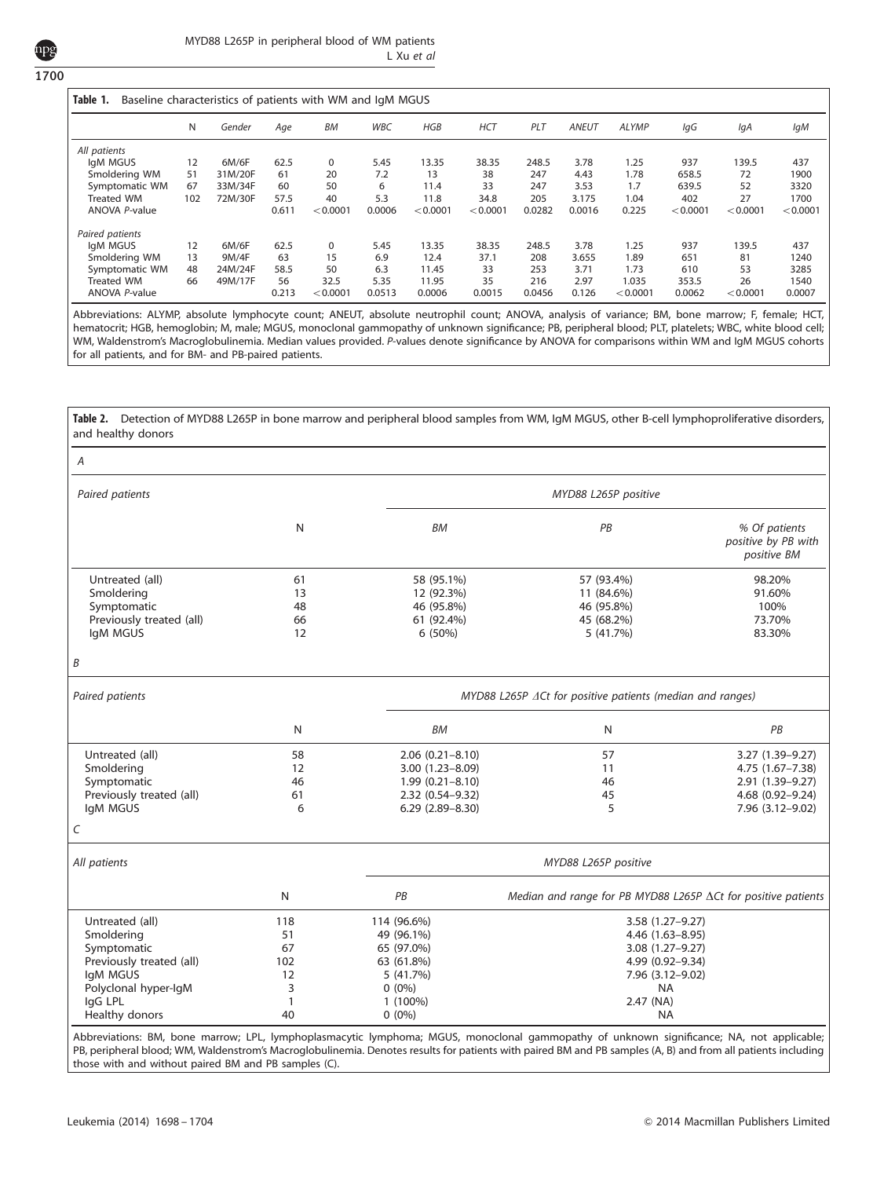**Table 1.** Baseline characteristics of patients with WM and IgM MGUS

| | N | Gender | Age | BM | WBC | HGB | HCT | PLT | ANEUT | ALYMP | IgG | IgA | IgM |
|---|---|---|---|---|---|---|---|---|---|---|---|---|---|
| *All patients* | | | | | | | | | | | | | |
| IgM MGUS | 12 | 6M/6F | 62.5 | 0 | 5.45 | 13.35 | 38.35 | 248.5 | 3.78 | 1.25 | 937 | 139.5 | 437 |
| Smoldering WM | 51 | 31M/20F | 61 | 20 | 7.2 | 13 | 38 | 247 | 4.43 | 1.78 | 658.5 | 72 | 1900 |
| Symptomatic WM | 67 | 33M/34F | 60 | 50 | 6 | 11.4 | 33 | 247 | 3.53 | 1.7 | 639.5 | 52 | 3320 |
| Treated WM | 102 | 72M/30F | 57.5 | 40 | 5.3 | 11.8 | 34.8 | 205 | 3.175 | 1.04 | 402 | 27 | 1700 |
| ANOVA *P*-value | | | 0.611 | <0.0001 | 0.0006 | <0.0001 | <0.0001 | 0.0282 | 0.0016 | 0.225 | <0.0001 | <0.0001 | <0.0001 |
| *Paired patients* | | | | | | | | | | | | | |
| IgM MGUS | 12 | 6M/6F | 62.5 | 0 | 5.45 | 13.35 | 38.35 | 248.5 | 3.78 | 1.25 | 937 | 139.5 | 437 |
| Smoldering WM | 13 | 9M/4F | 63 | 15 | 6.9 | 12.4 | 37.1 | 208 | 3.655 | 1.89 | 651 | 81 | 1240 |
| Symptomatic WM | 48 | 24M/24F | 58.5 | 50 | 6.3 | 11.45 | 33 | 253 | 3.71 | 1.73 | 610 | 53 | 3285 |
| Treated WM | 66 | 49M/17F | 56 | 32.5 | 5.35 | 11.95 | 35 | 216 | 2.97 | 1.035 | 353.5 | 26 | 1540 |
| ANOVA *P*-value | | | 0.213 | <0.0001 | 0.0513 | 0.0006 | 0.0015 | 0.0456 | 0.126 | <0.0001 | 0.0062 | <0.0001 | 0.0007 |

Abbreviations: ALYMP, absolute lymphocyte count; ANEUT, absolute neutrophil count; ANOVA, analysis of variance; BM, bone marrow; F, female; HCT, hematocrit; HGB, hemoglobin; M, male; MGUS, monoclonal gammopathy of unknown significance; PB, peripheral blood; PLT, platelets; WBC, white blood cell; WM, Waldenstrom's Macroglobulinemia. Median values provided. *P*-values denote significance by ANOVA for comparisons within WM and IgM MGUS cohorts for all patients, and for BM- and PB-paired patients.

**Table 2.** Detection of MYD88 L265P in bone marrow and peripheral blood samples from WM, IgM MGUS, other B-cell lymphoproliferative disorders, and healthy donors

*A*

| *Paired patients* | | *MYD88 L265P positive* | | |
|---|---|---|---|---|
| | N | *BM* | *PB* | *% Of patients positive by PB with positive BM* |
| Untreated (all) | 61 | 58 (95.1%) | 57 (93.4%) | 98.20% |
| Smoldering | 13 | 12 (92.3%) | 11 (84.6%) | 91.60% |
| Symptomatic | 48 | 46 (95.8%) | 46 (95.8%) | 100% |
| Previously treated (all) | 66 | 61 (92.4%) | 45 (68.2%) | 73.70% |
| IgM MGUS | 12 | 6 (50%) | 5 (41.7%) | 83.30% |

*B*

| *Paired patients* | | *MYD88 L265P ΔCt for positive patients (median and ranges)* | | |
|---|---|---|---|---|
| | N | *BM* | N | *PB* |
| Untreated (all) | 58 | 2.06 (0.21–8.10) | 57 | 3.27 (1.39–9.27) |
| Smoldering | 12 | 3.00 (1.23–8.09) | 11 | 4.75 (1.67–7.38) |
| Symptomatic | 46 | 1.99 (0.21–8.10) | 46 | 2.91 (1.39–9.27) |
| Previously treated (all) | 61 | 2.32 (0.54–9.32) | 45 | 4.68 (0.92–9.24) |
| IgM MGUS | 6 | 6.29 (2.89–8.30) | 5 | 7.96 (3.12–9.02) |

*C*

| *All patients* | | *MYD88 L265P positive* | |
|---|---|---|---|
| | N | *PB* | *Median and range for PB MYD88 L265P ΔCt for positive patients* |
| Untreated (all) | 118 | 114 (96.6%) | 3.58 (1.27–9.27) |
| Smoldering | 51 | 49 (96.1%) | 4.46 (1.63–8.95) |
| Symptomatic | 67 | 65 (97.0%) | 3.08 (1.27–9.27) |
| Previously treated (all) | 102 | 63 (61.8%) | 4.99 (0.92–9.34) |
| IgM MGUS | 12 | 5 (41.7%) | 7.96 (3.12–9.02) |
| Polyclonal hyper-IgM | 3 | 0 (0%) | NA |
| IgG LPL | 1 | 1 (100%) | 2.47 (NA) |
| Healthy donors | 40 | 0 (0%) | NA |

Abbreviations: BM, bone marrow; LPL, lymphoplasmacytic lymphoma; MGUS, monoclonal gammopathy of unknown significance; NA, not applicable; PB, peripheral blood; WM, Waldenstrom's Macroglobulinemia. Denotes results for patients with paired BM and PB samples (A, B) and from all patients including those with and without paired BM and PB samples (C).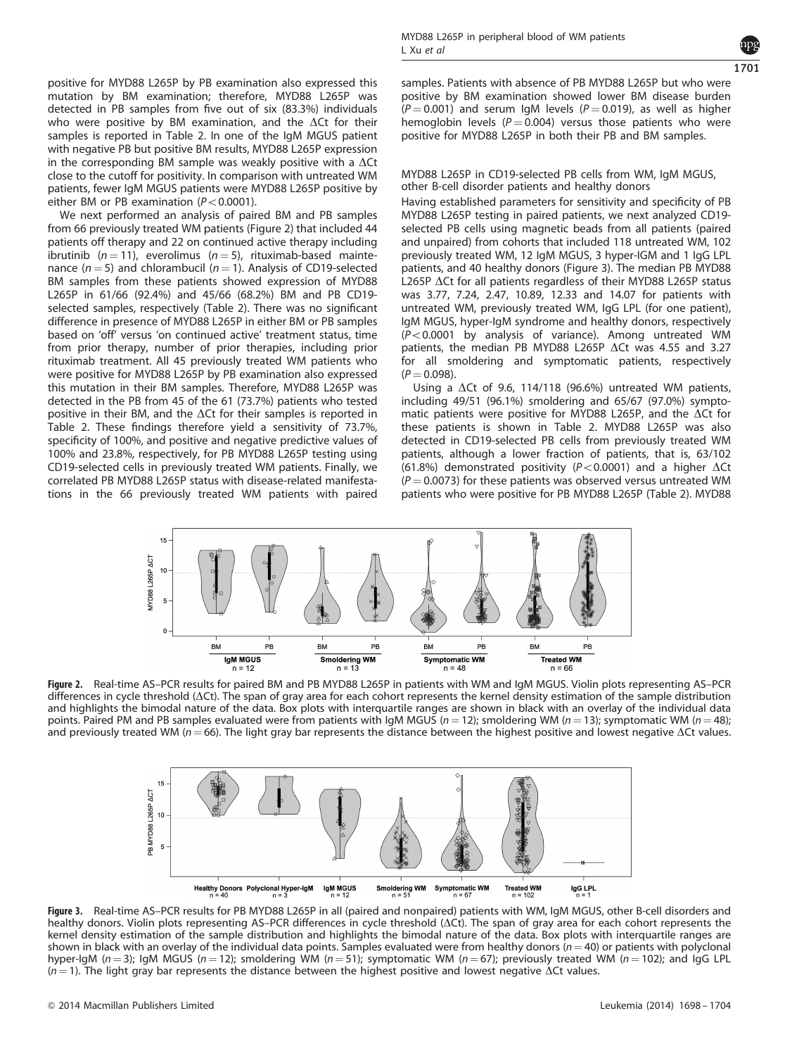positive for MYD88 L265P by PB examination also expressed this mutation by BM examination; therefore, MYD88 L265P was detected in PB samples from five out of six (83.3%) individuals who were positive by BM examination, and the ΔCt for their samples is reported in Table 2. In one of the IgM MGUS patient with negative PB but positive BM results, MYD88 L265P expression in the corresponding BM sample was weakly positive with a ΔCt close to the cutoff for positivity. In comparison with untreated WM patients, fewer IgM MGUS patients were MYD88 L265P positive by either BM or PB examination ($P < 0.0001$).

We next performed an analysis of paired BM and PB samples from 66 previously treated WM patients (Figure 2) that included 44 patients off therapy and 22 on continued active therapy including ibrutinib ($n = 11$), everolimus ($n = 5$), rituximab-based maintenance ($n = 5$) and chlorambucil ($n = 1$). Analysis of CD19-selected BM samples from these patients showed expression of MYD88 L265P in 61/66 (92.4%) and 45/66 (68.2%) BM and PB CD19-selected samples, respectively (Table 2). There was no significant difference in presence of MYD88 L265P in either BM or PB samples based on 'off' versus 'on continued active' treatment status, time from prior therapy, number of prior therapies, including prior rituximab treatment. All 45 previously treated WM patients who were positive for MYD88 L265P by PB examination also expressed this mutation in their BM samples. Therefore, MYD88 L265P was detected in the PB from 45 of the 61 (73.7%) patients who tested positive in their BM, and the ΔCt for their samples is reported in Table 2. These findings therefore yield a sensitivity of 73.7%, specificity of 100%, and positive and negative predictive values of 100% and 23.8%, respectively, for PB MYD88 L265P testing using CD19-selected cells in previously treated WM patients. Finally, we correlated PB MYD88 L265P status with disease-related manifestations in the 66 previously treated WM patients with paired samples. Patients with absence of PB MYD88 L265P but who were positive by BM examination showed lower BM disease burden ($P = 0.001$) and serum IgM levels ($P = 0.019$), as well as higher hemoglobin levels ($P = 0.004$) versus those patients who were positive for MYD88 L265P in both their PB and BM samples.

### MYD88 L265P in CD19-selected PB cells from WM, IgM MGUS, other B-cell disorder patients and healthy donors

Having established parameters for sensitivity and specificity of PB MYD88 L265P testing in paired patients, we next analyzed CD19-selected PB cells using magnetic beads from all patients (paired and unpaired) from cohorts that included 118 untreated WM, 102 previously treated WM, 12 IgM MGUS, 3 hyper-IGM and 1 IgG LPL patients, and 40 healthy donors (Figure 3). The median PB MYD88 L265P ΔCt for all patients regardless of their MYD88 L265P status was 3.77, 7.24, 2.47, 10.89, 12.33 and 14.07 for patients with untreated WM, previously treated WM, IgG LPL (for one patient), IgM MGUS, hyper-IgM syndrome and healthy donors, respectively ($P < 0.0001$ by analysis of variance). Among untreated WM patients, the median PB MYD88 L265P ΔCt was 4.55 and 3.27 for all smoldering and symptomatic patients, respectively ($P = 0.098$).

Using a ΔCt of 9.6, 114/118 (96.6%) untreated WM patients, including 49/51 (96.1%) smoldering and 65/67 (97.0%) symptomatic patients were positive for MYD88 L265P, and the ΔCt for these patients is shown in Table 2. MYD88 L265P was also detected in CD19-selected PB cells from previously treated WM patients, although a lower fraction of patients, that is, 63/102 (61.8%) demonstrated positivity ($P < 0.0001$) and a higher ΔCt ($P = 0.0073$) for these patients was observed versus untreated WM patients who were positive for PB MYD88 L265P (Table 2). MYD88

**Figure 2.** Real-time AS–PCR results for paired BM and PB MYD88 L265P in patients with WM and IgM MGUS. Violin plots representing AS–PCR differences in cycle threshold (ΔCt). The span of gray area for each cohort represents the kernel density estimation of the sample distribution and highlights the bimodal nature of the data. Box plots with interquartile ranges are shown in black with an overlay of the individual data points. Paired PM and PB samples evaluated were from patients with IgM MGUS ($n = 12$); smoldering WM ($n = 13$); symptomatic WM ($n = 48$); and previously treated WM ($n = 66$). The light gray bar represents the distance between the highest positive and lowest negative ΔCt values.

**Figure 3.** Real-time AS–PCR results for PB MYD88 L265P in all (paired and nonpaired) patients with WM, IgM MGUS, other B-cell disorders and healthy donors. Violin plots representing AS–PCR differences in cycle threshold (ΔCt). The span of gray area for each cohort represents the kernel density estimation of the sample distribution and highlights the bimodal nature of the data. Box plots with interquartile ranges are shown in black with an overlay of the individual data points. Samples evaluated were from healthy donors ($n = 40$) or patients with polyclonal hyper-IgM ($n = 3$); IgM MGUS ($n = 12$); smoldering WM ($n = 51$); symptomatic WM ($n = 67$); previously treated WM ($n = 102$); and IgG LPL ($n = 1$). The light gray bar represents the distance between the highest positive and lowest negative ΔCt values.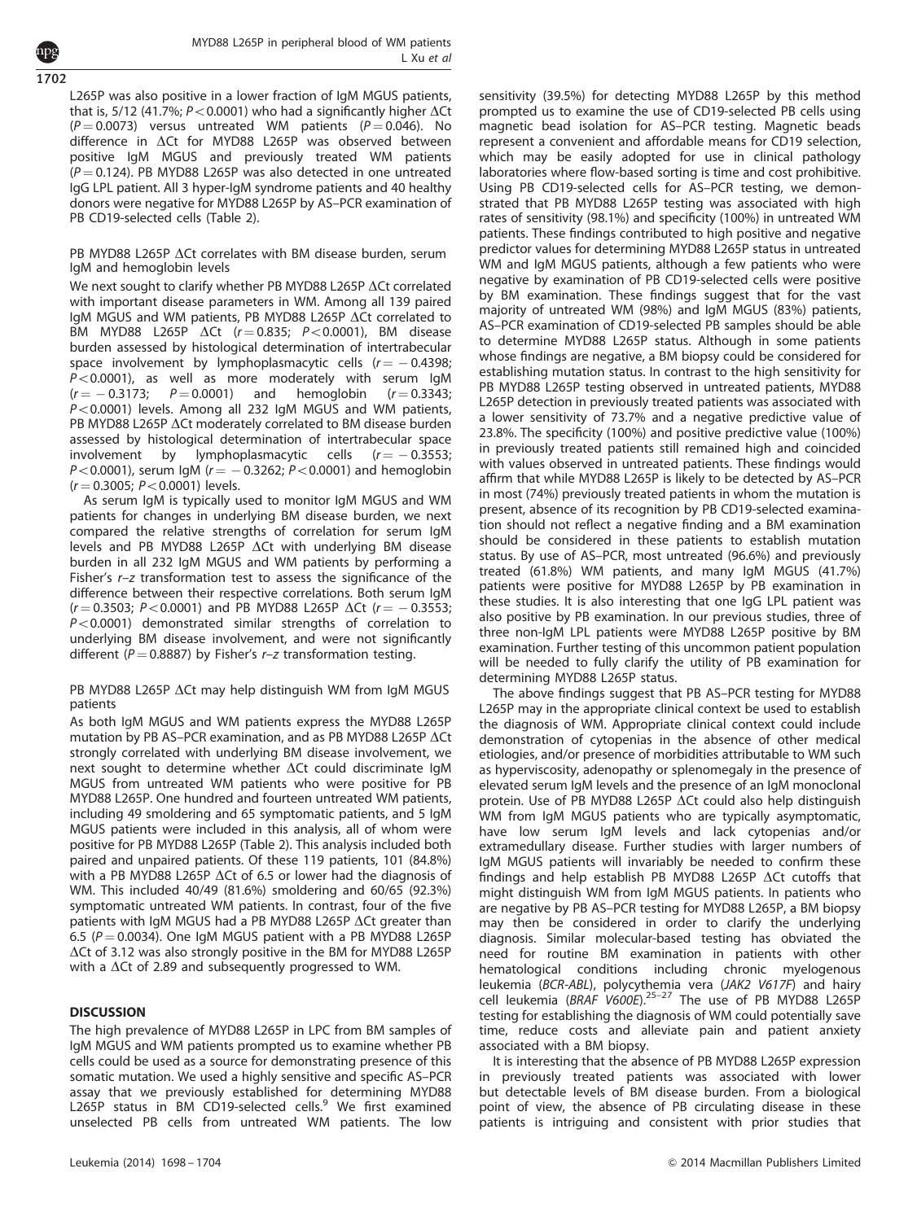L265P was also positive in a lower fraction of IgM MGUS patients, that is, 5/12 (41.7%; $P<0.0001$) who had a significantly higher ΔCt ($P=0.0073$) versus untreated WM patients ($P=0.046$). No difference in ΔCt for MYD88 L265P was observed between positive IgM MGUS and previously treated WM patients ($P=0.124$). PB MYD88 L265P was also detected in one untreated IgG LPL patient. All 3 hyper-IgM syndrome patients and 40 healthy donors were negative for MYD88 L265P by AS–PCR examination of PB CD19-selected cells (Table 2).

### PB MYD88 L265P ΔCt correlates with BM disease burden, serum IgM and hemoglobin levels

We next sought to clarify whether PB MYD88 L265P ΔCt correlated with important disease parameters in WM. Among all 139 paired IgM MGUS and WM patients, PB MYD88 L265P ΔCt correlated to BM MYD88 L265P ΔCt ($r=0.835$; $P<0.0001$), BM disease burden assessed by histological determination of intertrabecular space involvement by lymphoplasmacytic cells ($r=-0.4398$; $P<0.0001$), as well as more moderately with serum IgM ($r=-0.3173$; $P=0.0001$) and hemoglobin ($r=0.3343$; $P<0.0001$) levels. Among all 232 IgM MGUS and WM patients, PB MYD88 L265P ΔCt moderately correlated to BM disease burden assessed by histological determination of intertrabecular space involvement by lymphoplasmacytic cells ($r=-0.3553$; $P<0.0001$), serum IgM ($r=-0.3262$; $P<0.0001$) and hemoglobin ($r=0.3005$; $P<0.0001$) levels.

As serum IgM is typically used to monitor IgM MGUS and WM patients for changes in underlying BM disease burden, we next compared the relative strengths of correlation for serum IgM levels and PB MYD88 L265P ΔCt with underlying BM disease burden in all 232 IgM MGUS and WM patients by performing a Fisher's *r–z* transformation test to assess the significance of the difference between their respective correlations. Both serum IgM ($r=0.3503$; $P<0.0001$) and PB MYD88 L265P ΔCt ($r=-0.3553$; $P<0.0001$) demonstrated similar strengths of correlation to underlying BM disease involvement, and were not significantly different ($P=0.8887$) by Fisher's *r–z* transformation testing.

### PB MYD88 L265P ΔCt may help distinguish WM from IgM MGUS patients

As both IgM MGUS and WM patients express the MYD88 L265P mutation by PB AS–PCR examination, and as PB MYD88 L265P ΔCt strongly correlated with underlying BM disease involvement, we next sought to determine whether ΔCt could discriminate IgM MGUS from untreated WM patients who were positive for PB MYD88 L265P. One hundred and fourteen untreated WM patients, including 49 smoldering and 65 symptomatic patients, and 5 IgM MGUS patients were included in this analysis, all of whom were positive for PB MYD88 L265P (Table 2). This analysis included both paired and unpaired patients. Of these 119 patients, 101 (84.8%) with a PB MYD88 L265P ΔCt of 6.5 or lower had the diagnosis of WM. This included 40/49 (81.6%) smoldering and 60/65 (92.3%) symptomatic untreated WM patients. In contrast, four of the five patients with IgM MGUS had a PB MYD88 L265P ΔCt greater than 6.5 ($P=0.0034$). One IgM MGUS patient with a PB MYD88 L265P ΔCt of 3.12 was also strongly positive in the BM for MYD88 L265P with a ΔCt of 2.89 and subsequently progressed to WM.

## DISCUSSION

The high prevalence of MYD88 L265P in LPC from BM samples of IgM MGUS and WM patients prompted us to examine whether PB cells could be used as a source for demonstrating presence of this somatic mutation. We used a highly sensitive and specific AS–PCR assay that we previously established for determining MYD88 L265P status in BM CD19-selected cells.[9] We first examined unselected PB cells from untreated WM patients. The low sensitivity (39.5%) for detecting MYD88 L265P by this method prompted us to examine the use of CD19-selected PB cells using magnetic bead isolation for AS–PCR testing. Magnetic beads represent a convenient and affordable means for CD19 selection, which may be easily adopted for use in clinical pathology laboratories where flow-based sorting is time and cost prohibitive. Using PB CD19-selected cells for AS–PCR testing, we demonstrated that PB MYD88 L265P testing was associated with high rates of sensitivity (98.1%) and specificity (100%) in untreated WM patients. These findings contributed to high positive and negative predictor values for determining MYD88 L265P status in untreated WM and IgM MGUS patients, although a few patients who were negative by examination of PB CD19-selected cells were positive by BM examination. These findings suggest that for the vast majority of untreated WM (98%) and IgM MGUS (83%) patients, AS–PCR examination of CD19-selected PB samples should be able to determine MYD88 L265P status. Although in some patients whose findings are negative, a BM biopsy could be considered for establishing mutation status. In contrast to the high sensitivity for PB MYD88 L265P testing observed in untreated patients, MYD88 L265P detection in previously treated patients was associated with a lower sensitivity of 73.7% and a negative predictive value of 23.8%. The specificity (100%) and positive predictive value (100%) in previously treated patients still remained high and coincided with values observed in untreated patients. These findings would affirm that while MYD88 L265P is likely to be detected by AS–PCR in most (74%) previously treated patients in whom the mutation is present, absence of its recognition by PB CD19-selected examination should not reflect a negative finding and a BM examination should be considered in these patients to establish mutation status. By use of AS–PCR, most untreated (96.6%) and previously treated (61.8%) WM patients, and many IgM MGUS (41.7%) patients were positive for MYD88 L265P by PB examination in these studies. It is also interesting that one IgG LPL patient was also positive by PB examination. In our previous studies, three of three non-IgM LPL patients were MYD88 L265P positive by BM examination. Further testing of this uncommon patient population will be needed to fully clarify the utility of PB examination for determining MYD88 L265P status.

The above findings suggest that PB AS–PCR testing for MYD88 L265P may in the appropriate clinical context be used to establish the diagnosis of WM. Appropriate clinical context could include demonstration of cytopenias in the absence of other medical etiologies, and/or presence of morbidities attributable to WM such as hyperviscosity, adenopathy or splenomegaly in the presence of elevated serum IgM levels and the presence of an IgM monoclonal protein. Use of PB MYD88 L265P ΔCt could also help distinguish WM from IgM MGUS patients who are typically asymptomatic, have low serum IgM levels and lack cytopenias and/or extramedullary disease. Further studies with larger numbers of IgM MGUS patients will invariably be needed to confirm these findings and help establish PB MYD88 L265P ΔCt cutoffs that might distinguish WM from IgM MGUS patients. In patients who are negative by PB AS–PCR testing for MYD88 L265P, a BM biopsy may then be considered in order to clarify the underlying diagnosis. Similar molecular-based testing has obviated the need for routine BM examination in patients with other hematological conditions including chronic myelogenous leukemia (*BCR-ABL*), polycythemia vera (*JAK2 V617F*) and hairy cell leukemia (*BRAF V600E*).[25–27] The use of PB MYD88 L265P testing for establishing the diagnosis of WM could potentially save time, reduce costs and alleviate pain and patient anxiety associated with a BM biopsy.

It is interesting that the absence of PB MYD88 L265P expression in previously treated patients was associated with lower but detectable levels of BM disease burden. From a biological point of view, the absence of PB circulating disease in these patients is intriguing and consistent with prior studies that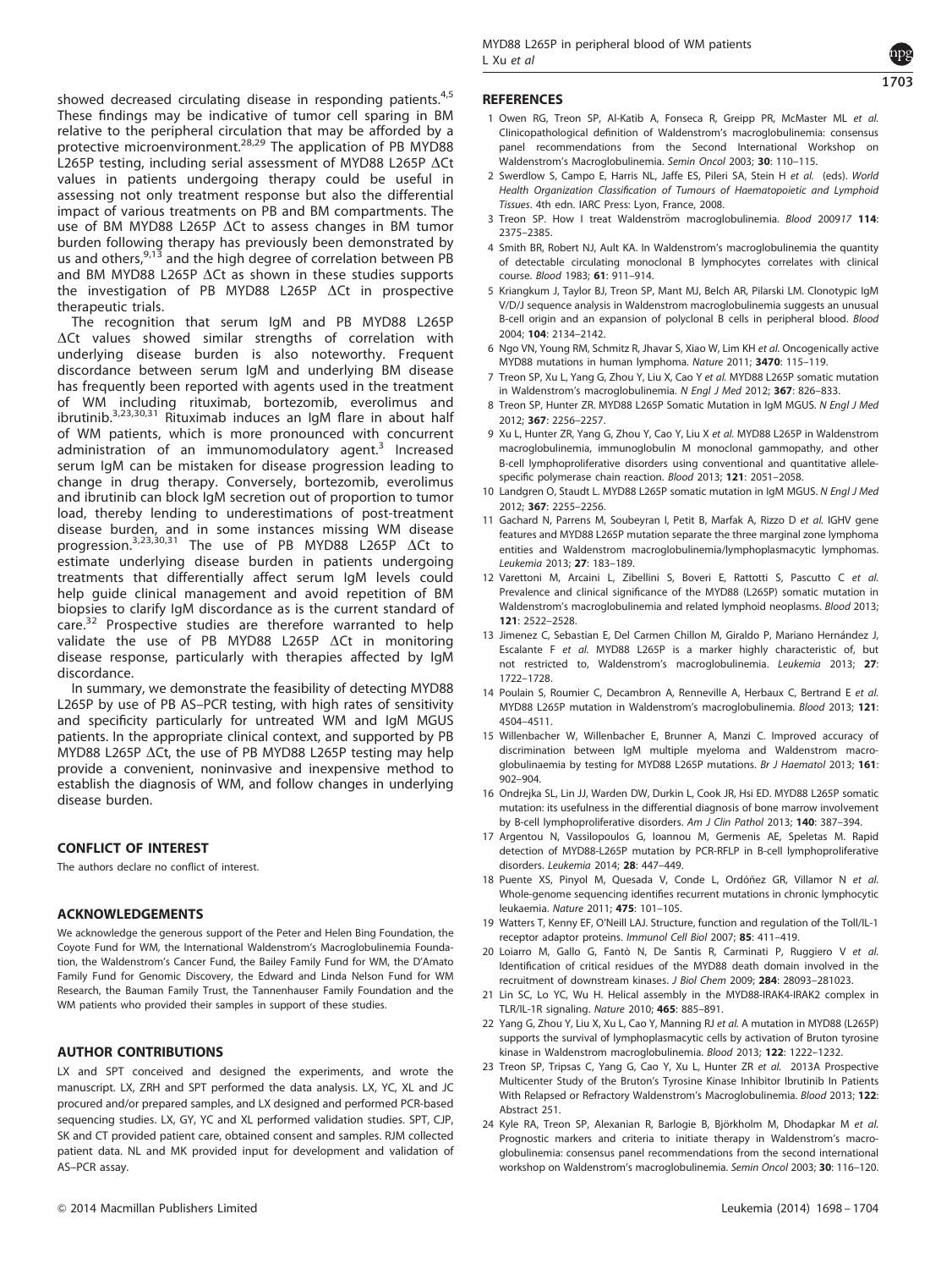showed decreased circulating disease in responding patients.[4,5] These findings may be indicative of tumor cell sparing in BM relative to the peripheral circulation that may be afforded by a protective microenvironment.[28,29] The application of PB MYD88 L265P testing, including serial assessment of MYD88 L265P ΔCt values in patients undergoing therapy could be useful in assessing not only treatment response but also the differential impact of various treatments on PB and BM compartments. The use of BM MYD88 L265P ΔCt to assess changes in BM tumor burden following therapy has previously been demonstrated by us and others,[9,13] and the high degree of correlation between PB and BM MYD88 L265P ΔCt as shown in these studies supports the investigation of PB MYD88 L265P ΔCt in prospective therapeutic trials.

The recognition that serum IgM and PB MYD88 L265P ΔCt values showed similar strengths of correlation with underlying disease burden is also noteworthy. Frequent discordance between serum IgM and underlying BM disease has frequently been reported with agents used in the treatment of WM including rituximab, bortezomib, everolimus and ibrutinib.[3,23,30,31] Rituximab induces an IgM flare in about half of WM patients, which is more pronounced with concurrent administration of an immunomodulatory agent.[3] Increased serum IgM can be mistaken for disease progression leading to change in drug therapy. Conversely, bortezomib, everolimus and ibrutinib can block IgM secretion out of proportion to tumor load, thereby lending to underestimations of post-treatment disease burden, and in some instances missing WM disease progression.[3,23,30,31] The use of PB MYD88 L265P ΔCt to estimate underlying disease burden in patients undergoing treatments that differentially affect serum IgM levels could help guide clinical management and avoid repetition of BM biopsies to clarify IgM discordance as is the current standard of care.[32] Prospective studies are therefore warranted to help validate the use of PB MYD88 L265P ΔCt in monitoring disease response, particularly with therapies affected by IgM discordance.

In summary, we demonstrate the feasibility of detecting MYD88 L265P by use of PB AS–PCR testing, with high rates of sensitivity and specificity particularly for untreated WM and IgM MGUS patients. In the appropriate clinical context, and supported by PB MYD88 L265P ΔCt, the use of PB MYD88 L265P testing may help provide a convenient, noninvasive and inexpensive method to establish the diagnosis of WM, and follow changes in underlying disease burden.

## CONFLICT OF INTEREST

The authors declare no conflict of interest.

## ACKNOWLEDGEMENTS

We acknowledge the generous support of the Peter and Helen Bing Foundation, the Coyote Fund for WM, the International Waldenstrom's Macroglobulinemia Foundation, the Waldenstrom's Cancer Fund, the Bailey Family Fund for WM, the D'Amato Family Fund for Genomic Discovery, the Edward and Linda Nelson Fund for WM Research, the Bauman Family Trust, the Tannenhauser Family Foundation and the WM patients who provided their samples in support of these studies.

## AUTHOR CONTRIBUTIONS

LX and SPT conceived and designed the experiments, and wrote the manuscript. LX, ZRH and SPT performed the data analysis. LX, YC, XL and JC procured and/or prepared samples, and LX designed and performed PCR-based sequencing studies. LX, GY, YC and XL performed validation studies. SPT, CJP, SK and CT provided patient care, obtained consent and samples. RJM collected patient data. NL and MK provided input for development and validation of AS–PCR assay.

## REFERENCES

1. Owen RG, Treon SP, Al-Katib A, Fonseca R, Greipp PR, McMaster ML *et al.* Clinicopathological definition of Waldenstrom's macroglobulinemia: consensus panel recommendations from the Second International Workshop on Waldenstrom's Macroglobulinemia. *Semin Oncol* 2003; **30**: 110–115.
2. Swerdlow S, Campo E, Harris NL, Jaffe ES, Pileri SA, Stein H *et al.* (eds). *World Health Organization Classification of Tumours of Haematopoietic and Lymphoid Tissues*. 4th edn. IARC Press: Lyon, France, 2008.
3. Treon SP. How I treat Waldenström macroglobulinemia. *Blood* 200917 **114**: 2375–2385.
4. Smith BR, Robert NJ, Ault KA. In Waldenstrom's macroglobulinemia the quantity of detectable circulating monoclonal B lymphocytes correlates with clinical course. *Blood* 1983; **61**: 911–914.
5. Kriangkum J, Taylor BJ, Treon SP, Mant MJ, Belch AR, Pilarski LM. Clonotypic IgM V/D/J sequence analysis in Waldenstrom macroglobulinemia suggests an unusual B-cell origin and an expansion of polyclonal B cells in peripheral blood. *Blood* 2004; **104**: 2134–2142.
6. Ngo VN, Young RM, Schmitz R, Jhavar S, Xiao W, Lim KH *et al.* Oncogenically active MYD88 mutations in human lymphoma. *Nature* 2011; **3470**: 115–119.
7. Treon SP, Xu L, Yang G, Zhou Y, Liu X, Cao Y *et al.* MYD88 L265P somatic mutation in Waldenstrom's macroglobulinemia. *N Engl J Med* 2012; **367**: 826–833.
8. Treon SP, Hunter ZR. MYD88 L265P Somatic Mutation in IgM MGUS. *N Engl J Med* 2012; **367**: 2256–2257.
9. Xu L, Hunter ZR, Yang G, Zhou Y, Cao Y, Liu X *et al.* MYD88 L265P in Waldenstrom macroglobulinemia, immunoglobulin M monoclonal gammopathy, and other B-cell lymphoproliferative disorders using conventional and quantitative allele-specific polymerase chain reaction. *Blood* 2013; **121**: 2051–2058.
10. Landgren O, Staudt L. MYD88 L265P somatic mutation in IgM MGUS. *N Engl J Med* 2012; **367**: 2255–2256.
11. Gachard N, Parrens M, Soubeyran I, Petit B, Marfak A, Rizzo D *et al.* IGHV gene features and MYD88 L265P mutation separate the three marginal zone lymphoma entities and Waldenstrom macroglobulinemia/lymphoplasmacytic lymphomas. *Leukemia* 2013; **27**: 183–189.
12. Varettoni M, Arcaini L, Zibellini S, Boveri E, Rattotti S, Pascutto C *et al.* Prevalence and clinical significance of the MYD88 (L265P) somatic mutation in Waldenstrom's macroglobulinemia and related lymphoid neoplasms. *Blood* 2013; **121**: 2522–2528.
13. Jimenez C, Sebastian E, Del Carmen Chillon M, Giraldo P, Mariano Hernández J, Escalante F *et al.* MYD88 L265P is a marker highly characteristic of, but not restricted to, Waldenstrom's macroglobulinemia. *Leukemia* 2013; **27**: 1722–1728.
14. Poulain S, Roumier C, Decambron A, Renneville A, Herbaux C, Bertrand E *et al.* MYD88 L265P mutation in Waldenstrom's macroglobulinemia. *Blood* 2013; **121**: 4504–4511.
15. Willenbacher W, Willenbacher E, Brunner A, Manzi C. Improved accuracy of discrimination between IgM multiple myeloma and Waldenstrom macroglobulinaemia by testing for MYD88 L265P mutations. *Br J Haematol* 2013; **161**: 902–904.
16. Ondrejka SL, Lin JJ, Warden DW, Durkin L, Cook JR, Hsi ED. MYD88 L265P somatic mutation: its usefulness in the differential diagnosis of bone marrow involvement by B-cell lymphoproliferative disorders. *Am J Clin Pathol* 2013; **140**: 387–394.
17. Argentou N, Vassilopoulos G, Ioannou M, Germenis AE, Speletas M. Rapid detection of MYD88-L265P mutation by PCR-RFLP in B-cell lymphoproliferative disorders. *Leukemia* 2014; **28**: 447–449.
18. Puente XS, Pinyol M, Quesada V, Conde L, Ordóñez GR, Villamor N *et al.* Whole-genome sequencing identifies recurrent mutations in chronic lymphocytic leukaemia. *Nature* 2011; **475**: 101–105.
19. Watters T, Kenny EF, O'Neill LAJ. Structure, function and regulation of the Toll/IL-1 receptor adaptor proteins. *Immunol Cell Biol* 2007; **85**: 411–419.
20. Loiarro M, Gallo G, Fantò N, De Santis R, Carminati P, Ruggiero V *et al.* Identification of critical residues of the MYD88 death domain involved in the recruitment of downstream kinases. *J Biol Chem* 2009; **284**: 28093–281023.
21. Lin SC, Lo YC, Wu H. Helical assembly in the MYD88-IRAK4-IRAK2 complex in TLR/IL-1R signaling. *Nature* 2010; **465**: 885–891.
22. Yang G, Zhou Y, Liu X, Xu L, Cao Y, Manning RJ *et al.* A mutation in MYD88 (L265P) supports the survival of lymphoplasmacytic cells by activation of Bruton tyrosine kinase in Waldenstrom macroglobulinemia. *Blood* 2013; **122**: 1222–1232.
23. Treon SP, Tripsas C, Yang G, Cao Y, Xu L, Hunter ZR *et al.* 2013A Prospective Multicenter Study of the Bruton's Tyrosine Kinase Inhibitor Ibrutinib In Patients With Relapsed or Refractory Waldenstrom's Macroglobulinemia. *Blood* 2013; **122**: Abstract 251.
24. Kyle RA, Treon SP, Alexanian R, Barlogie B, Björkholm M, Dhodapkar M *et al.* Prognostic markers and criteria to initiate therapy in Waldenstrom's macroglobulinemia: consensus panel recommendations from the second international workshop on Waldenstrom's macroglobulinemia. *Semin Oncol* 2003; **30**: 116–120.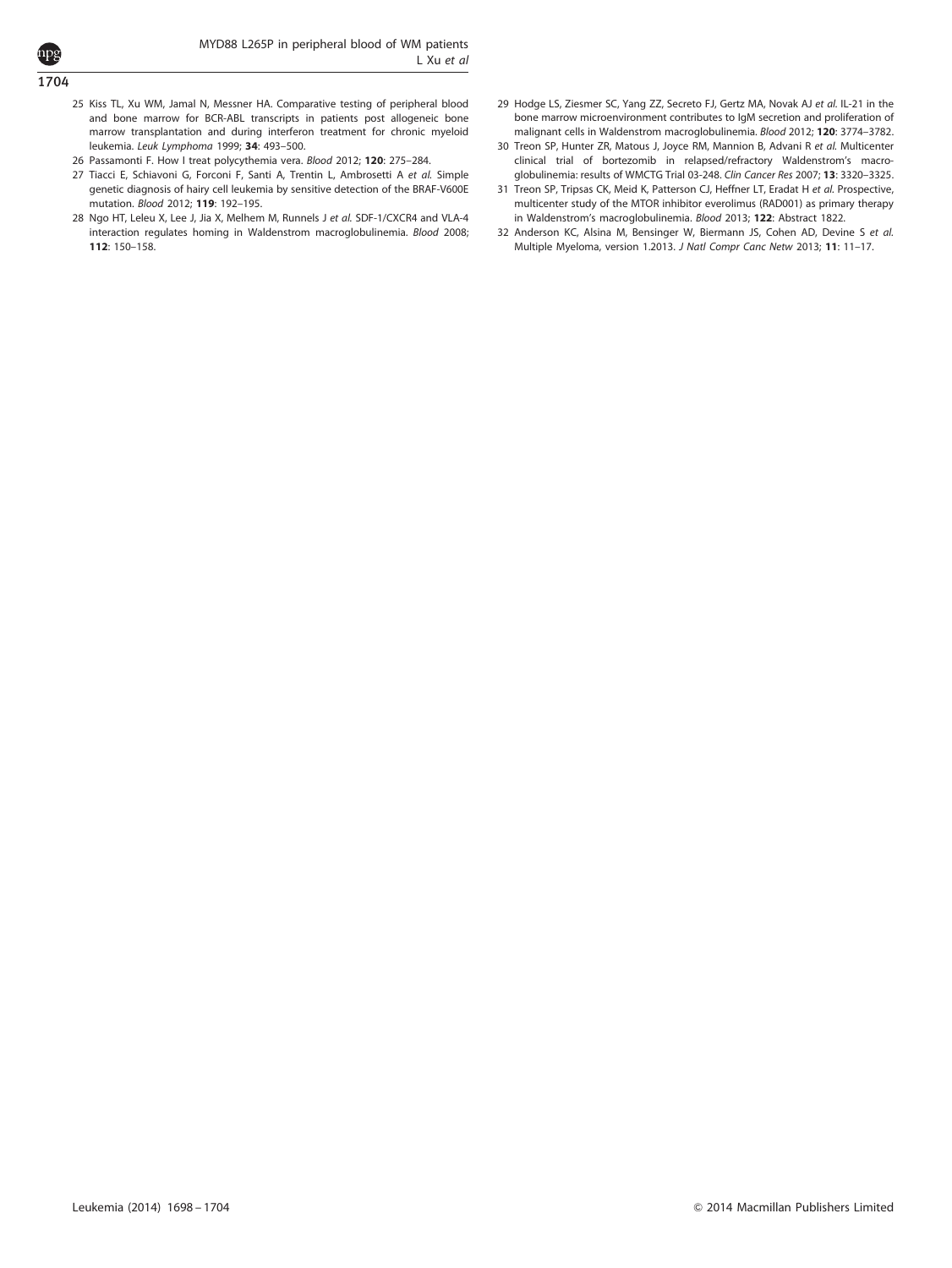25 Kiss TL, Xu WM, Jamal N, Messner HA. Comparative testing of peripheral blood and bone marrow for BCR-ABL transcripts in patients post allogeneic bone marrow transplantation and during interferon treatment for chronic myeloid leukemia. *Leuk Lymphoma* 1999; **34**: 493–500.

26 Passamonti F. How I treat polycythemia vera. *Blood* 2012; **120**: 275–284.

27 Tiacci E, Schiavoni G, Forconi F, Santi A, Trentin L, Ambrosetti A *et al.* Simple genetic diagnosis of hairy cell leukemia by sensitive detection of the BRAF-V600E mutation. *Blood* 2012; **119**: 192–195.

28 Ngo HT, Leleu X, Lee J, Jia X, Melhem M, Runnels J *et al.* SDF-1/CXCR4 and VLA-4 interaction regulates homing in Waldenstrom macroglobulinemia. *Blood* 2008; **112**: 150–158.

29 Hodge LS, Ziesmer SC, Yang ZZ, Secreto FJ, Gertz MA, Novak AJ *et al.* IL-21 in the bone marrow microenvironment contributes to IgM secretion and proliferation of malignant cells in Waldenstrom macroglobulinemia. *Blood* 2012; **120**: 3774–3782.

30 Treon SP, Hunter ZR, Matous J, Joyce RM, Mannion B, Advani R *et al.* Multicenter clinical trial of bortezomib in relapsed/refractory Waldenstrom's macroglobulinemia: results of WMCTG Trial 03-248. *Clin Cancer Res* 2007; **13**: 3320–3325.

31 Treon SP, Tripsas CK, Meid K, Patterson CJ, Heffner LT, Eradat H *et al.* Prospective, multicenter study of the MTOR inhibitor everolimus (RAD001) as primary therapy in Waldenstrom's macroglobulinemia. *Blood* 2013; **122**: Abstract 1822.

32 Anderson KC, Alsina M, Bensinger W, Biermann JS, Cohen AD, Devine S *et al.* Multiple Myeloma, version 1.2013. *J Natl Compr Canc Netw* 2013; **11**: 11–17.